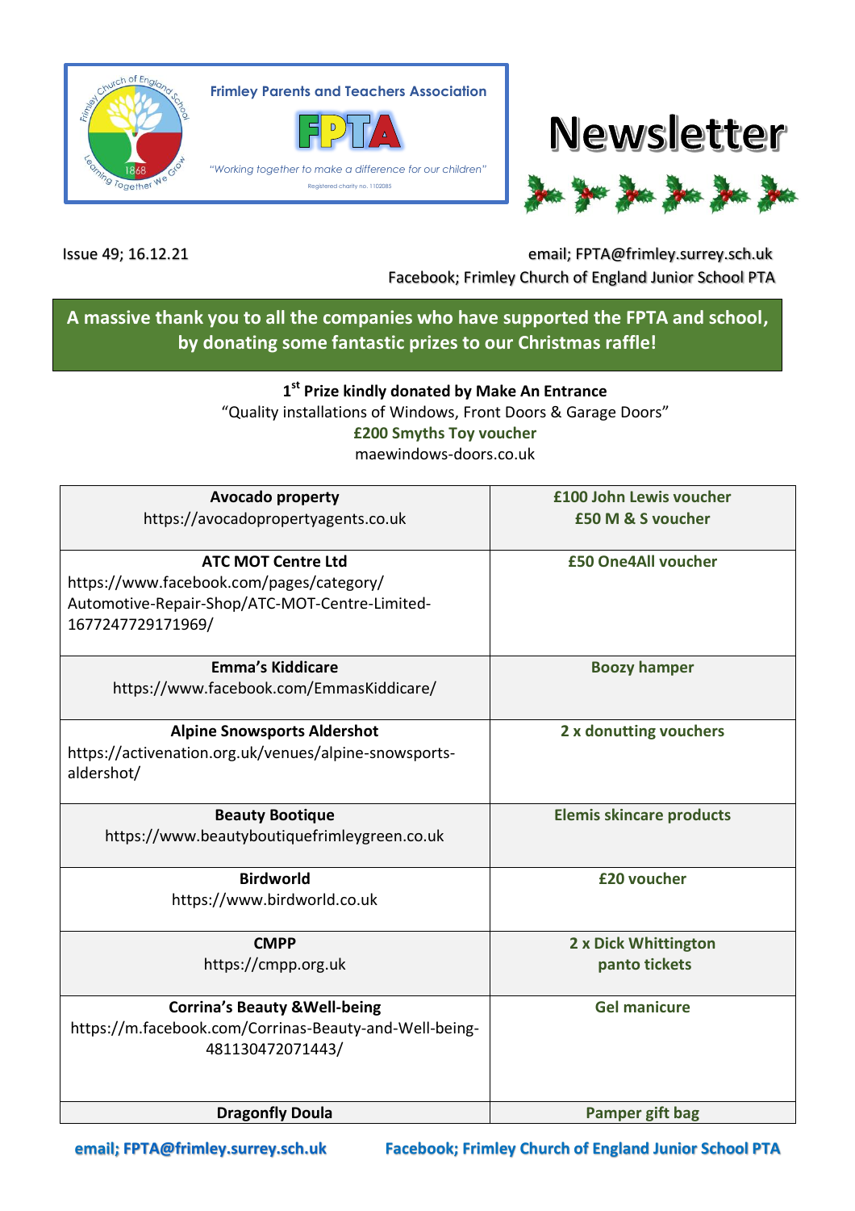Frimley Parents and Teachers Association

**FPTA**

*"Working together to make a difference for our children"*

Registered charity no. 1102085

# Newsletter

Issue 49; 16.12.21

email; FPTA@frimley.surrey.sch.uk
Facebook; Frimley Church of England Junior School PTA

**A massive thank you to all the companies who have supported the FPTA and school, by donating some fantastic prizes to our Christmas raffle!**

**1st Prize kindly donated by Make An Entrance**
"Quality installations of Windows, Front Doors & Garage Doors"
**£200 Smyths Toy voucher**
maewindows-doors.co.uk

| Donor | Prize |
|---|---|
| **Avocado property**<br>https://avocadopropertyagents.co.uk | **£100 John Lewis voucher**<br>**£50 M & S voucher** |
| **ATC MOT Centre Ltd**<br>https://www.facebook.com/pages/category/Automotive-Repair-Shop/ATC-MOT-Centre-Limited-1677247729171969/ | **£50 One4All voucher** |
| **Emma's Kiddicare**<br>https://www.facebook.com/EmmasKiddicare/ | **Boozy hamper** |
| **Alpine Snowsports Aldershot**<br>https://activenation.org.uk/venues/alpine-snowsports-aldershot/ | **2 x donutting vouchers** |
| **Beauty Bootique**<br>https://www.beautyboutiquefrimleygreen.co.uk | **Elemis skincare products** |
| **Birdworld**<br>https://www.birdworld.co.uk | **£20 voucher** |
| **CMPP**<br>https://cmpp.org.uk | **2 x Dick Whittington panto tickets** |
| **Corrina's Beauty &Well-being**<br>https://m.facebook.com/Corrinas-Beauty-and-Well-being-481130472071443/ | **Gel manicure** |
| **Dragonfly Doula** | **Pamper gift bag** |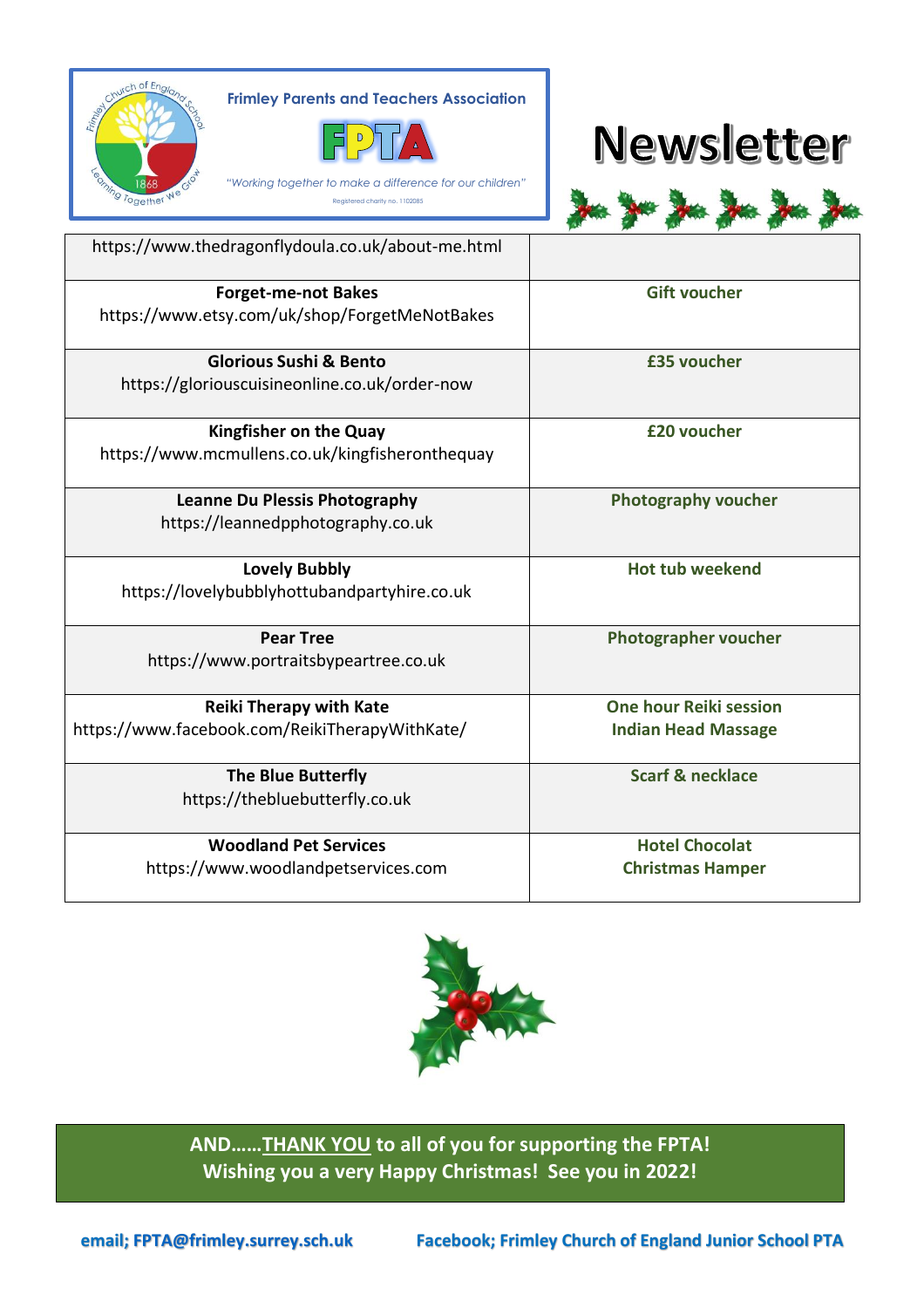**Frimley Parents and Teachers Association**

**FPTA**

*"Working together to make a difference for our children"*

Registered charity no. 1102085

# Newsletter

| | |
|---|---|
| https://www.thedragonflydoula.co.uk/about-me.html | |
| **Forget-me-not Bakes**<br>https://www.etsy.com/uk/shop/ForgetMeNotBakes | **Gift voucher** |
| **Glorious Sushi & Bento**<br>https://gloriouscuisineonline.co.uk/order-now | **£35 voucher** |
| **Kingfisher on the Quay**<br>https://www.mcmullens.co.uk/kingfisheronthequay | **£20 voucher** |
| **Leanne Du Plessis Photography**<br>https://leannedpphotography.co.uk | **Photography voucher** |
| **Lovely Bubbly**<br>https://lovelybubblyhottubandpartyhire.co.uk | **Hot tub weekend** |
| **Pear Tree**<br>https://www.portraitsbypeartree.co.uk | **Photographer voucher** |
| **Reiki Therapy with Kate**<br>https://www.facebook.com/ReikiTherapyWithKate/ | **One hour Reiki session**<br>**Indian Head Massage** |
| **The Blue Butterfly**<br>https://thebluebutterfly.co.uk | **Scarf & necklace** |
| **Woodland Pet Services**<br>https://www.woodlandpetservices.com | **Hotel Chocolat**<br>**Christmas Hamper** |

**AND……THANK YOU to all of you for supporting the FPTA!**
**Wishing you a very Happy Christmas! See you in 2022!**

**email; FPTA@frimley.surrey.sch.uk** **Facebook; Frimley Church of England Junior School PTA**